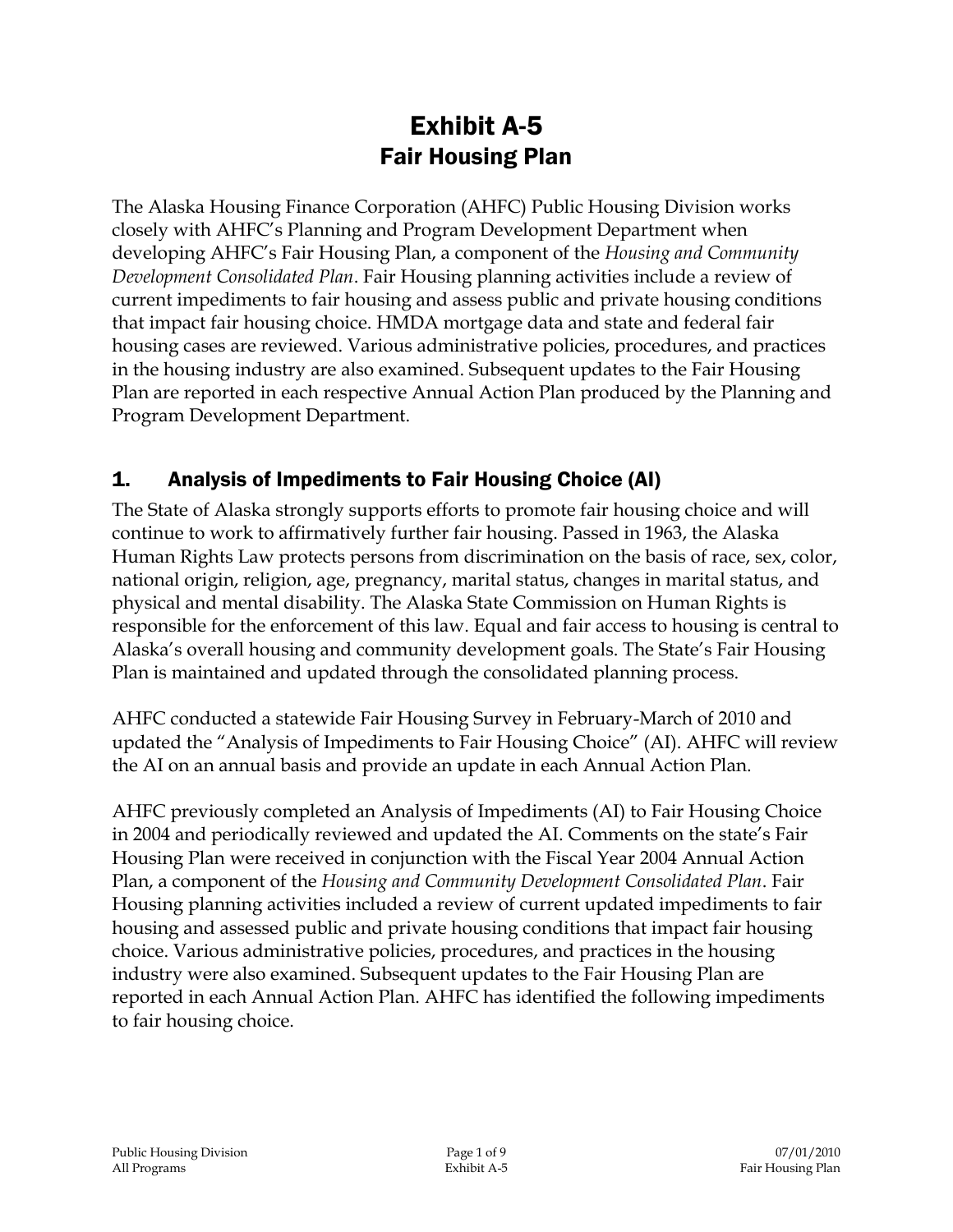# Exhibit A-5
## Fair Housing Plan

The Alaska Housing Finance Corporation (AHFC) Public Housing Division works closely with AHFC's Planning and Program Development Department when developing AHFC's Fair Housing Plan, a component of the *Housing and Community Development Consolidated Plan*. Fair Housing planning activities include a review of current impediments to fair housing and assess public and private housing conditions that impact fair housing choice. HMDA mortgage data and state and federal fair housing cases are reviewed. Various administrative policies, procedures, and practices in the housing industry are also examined. Subsequent updates to the Fair Housing Plan are reported in each respective Annual Action Plan produced by the Planning and Program Development Department.

## 1. Analysis of Impediments to Fair Housing Choice (AI)

The State of Alaska strongly supports efforts to promote fair housing choice and will continue to work to affirmatively further fair housing. Passed in 1963, the Alaska Human Rights Law protects persons from discrimination on the basis of race, sex, color, national origin, religion, age, pregnancy, marital status, changes in marital status, and physical and mental disability. The Alaska State Commission on Human Rights is responsible for the enforcement of this law. Equal and fair access to housing is central to Alaska's overall housing and community development goals. The State's Fair Housing Plan is maintained and updated through the consolidated planning process.

AHFC conducted a statewide Fair Housing Survey in February-March of 2010 and updated the "Analysis of Impediments to Fair Housing Choice" (AI). AHFC will review the AI on an annual basis and provide an update in each Annual Action Plan.

AHFC previously completed an Analysis of Impediments (AI) to Fair Housing Choice in 2004 and periodically reviewed and updated the AI. Comments on the state's Fair Housing Plan were received in conjunction with the Fiscal Year 2004 Annual Action Plan, a component of the *Housing and Community Development Consolidated Plan*. Fair Housing planning activities included a review of current updated impediments to fair housing and assessed public and private housing conditions that impact fair housing choice. Various administrative policies, procedures, and practices in the housing industry were also examined. Subsequent updates to the Fair Housing Plan are reported in each Annual Action Plan. AHFC has identified the following impediments to fair housing choice.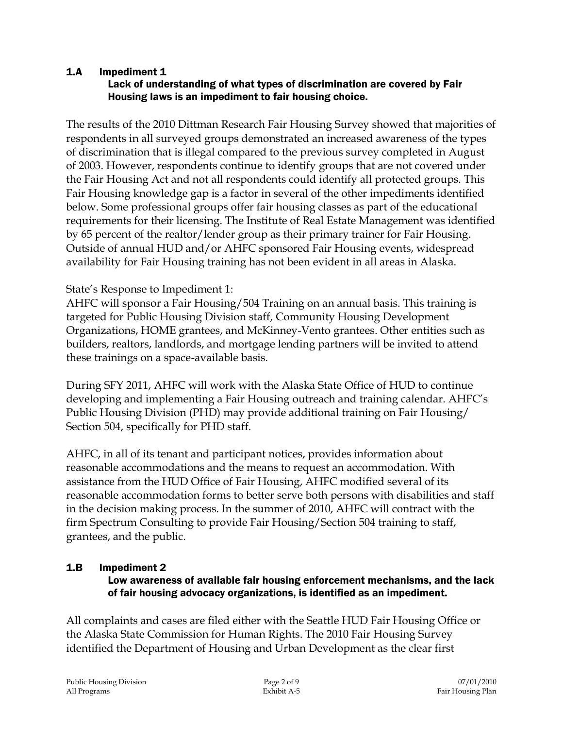## 1.A Impediment 1

**Lack of understanding of what types of discrimination are covered by Fair Housing laws is an impediment to fair housing choice.**

The results of the 2010 Dittman Research Fair Housing Survey showed that majorities of respondents in all surveyed groups demonstrated an increased awareness of the types of discrimination that is illegal compared to the previous survey completed in August of 2003. However, respondents continue to identify groups that are not covered under the Fair Housing Act and not all respondents could identify all protected groups. This Fair Housing knowledge gap is a factor in several of the other impediments identified below. Some professional groups offer fair housing classes as part of the educational requirements for their licensing. The Institute of Real Estate Management was identified by 65 percent of the realtor/lender group as their primary trainer for Fair Housing. Outside of annual HUD and/or AHFC sponsored Fair Housing events, widespread availability for Fair Housing training has not been evident in all areas in Alaska.

State's Response to Impediment 1:

AHFC will sponsor a Fair Housing/504 Training on an annual basis. This training is targeted for Public Housing Division staff, Community Housing Development Organizations, HOME grantees, and McKinney-Vento grantees. Other entities such as builders, realtors, landlords, and mortgage lending partners will be invited to attend these trainings on a space-available basis.

During SFY 2011, AHFC will work with the Alaska State Office of HUD to continue developing and implementing a Fair Housing outreach and training calendar. AHFC's Public Housing Division (PHD) may provide additional training on Fair Housing/ Section 504, specifically for PHD staff.

AHFC, in all of its tenant and participant notices, provides information about reasonable accommodations and the means to request an accommodation. With assistance from the HUD Office of Fair Housing, AHFC modified several of its reasonable accommodation forms to better serve both persons with disabilities and staff in the decision making process. In the summer of 2010, AHFC will contract with the firm Spectrum Consulting to provide Fair Housing/Section 504 training to staff, grantees, and the public.

## 1.B Impediment 2

**Low awareness of available fair housing enforcement mechanisms, and the lack of fair housing advocacy organizations, is identified as an impediment.**

All complaints and cases are filed either with the Seattle HUD Fair Housing Office or the Alaska State Commission for Human Rights. The 2010 Fair Housing Survey identified the Department of Housing and Urban Development as the clear first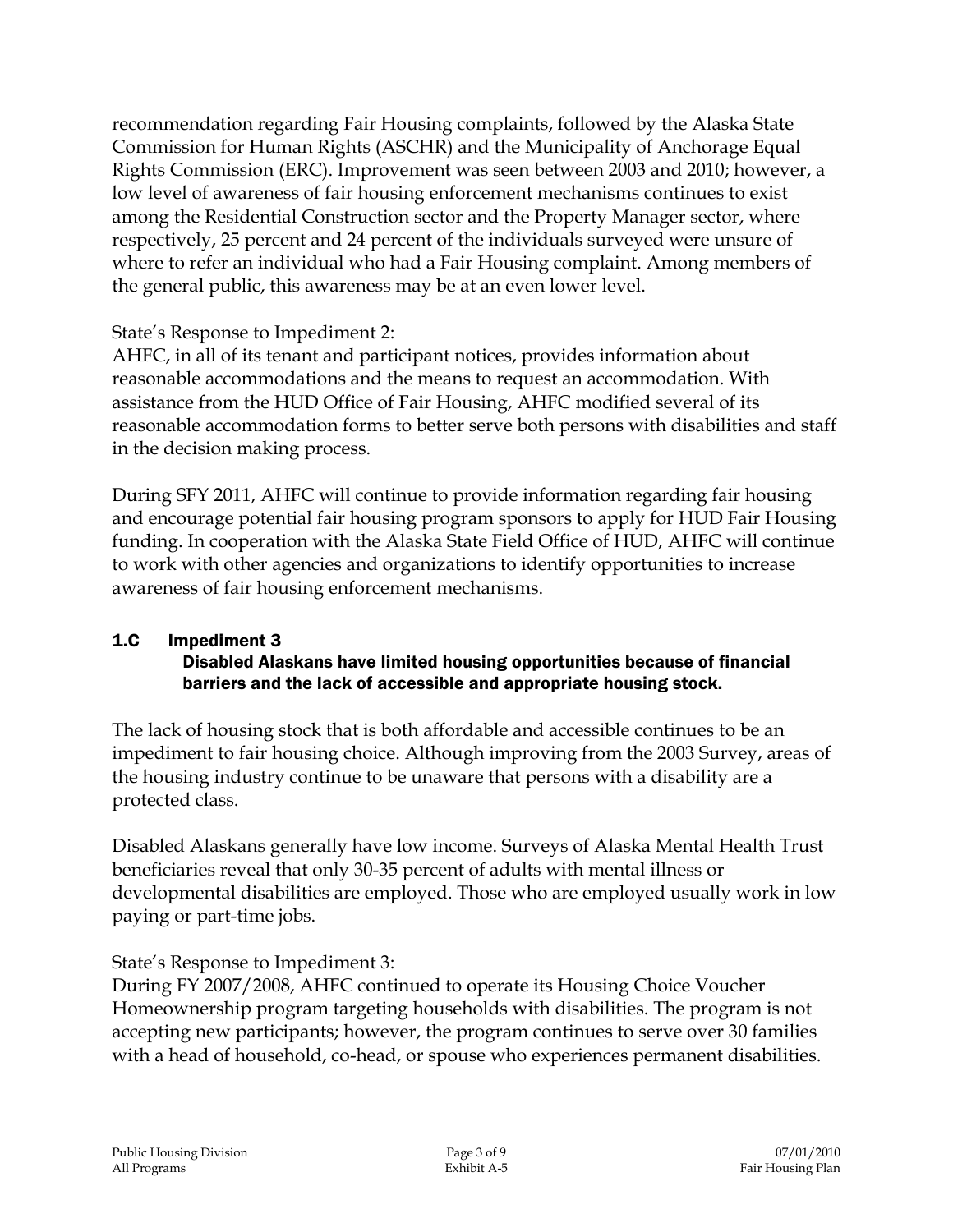recommendation regarding Fair Housing complaints, followed by the Alaska State Commission for Human Rights (ASCHR) and the Municipality of Anchorage Equal Rights Commission (ERC). Improvement was seen between 2003 and 2010; however, a low level of awareness of fair housing enforcement mechanisms continues to exist among the Residential Construction sector and the Property Manager sector, where respectively, 25 percent and 24 percent of the individuals surveyed were unsure of where to refer an individual who had a Fair Housing complaint. Among members of the general public, this awareness may be at an even lower level.

State's Response to Impediment 2:
AHFC, in all of its tenant and participant notices, provides information about reasonable accommodations and the means to request an accommodation. With assistance from the HUD Office of Fair Housing, AHFC modified several of its reasonable accommodation forms to better serve both persons with disabilities and staff in the decision making process.

During SFY 2011, AHFC will continue to provide information regarding fair housing and encourage potential fair housing program sponsors to apply for HUD Fair Housing funding. In cooperation with the Alaska State Field Office of HUD, AHFC will continue to work with other agencies and organizations to identify opportunities to increase awareness of fair housing enforcement mechanisms.

### 1.C Impediment 3
**Disabled Alaskans have limited housing opportunities because of financial barriers and the lack of accessible and appropriate housing stock.**

The lack of housing stock that is both affordable and accessible continues to be an impediment to fair housing choice. Although improving from the 2003 Survey, areas of the housing industry continue to be unaware that persons with a disability are a protected class.

Disabled Alaskans generally have low income. Surveys of Alaska Mental Health Trust beneficiaries reveal that only 30-35 percent of adults with mental illness or developmental disabilities are employed. Those who are employed usually work in low paying or part-time jobs.

State's Response to Impediment 3:
During FY 2007/2008, AHFC continued to operate its Housing Choice Voucher Homeownership program targeting households with disabilities. The program is not accepting new participants; however, the program continues to serve over 30 families with a head of household, co-head, or spouse who experiences permanent disabilities.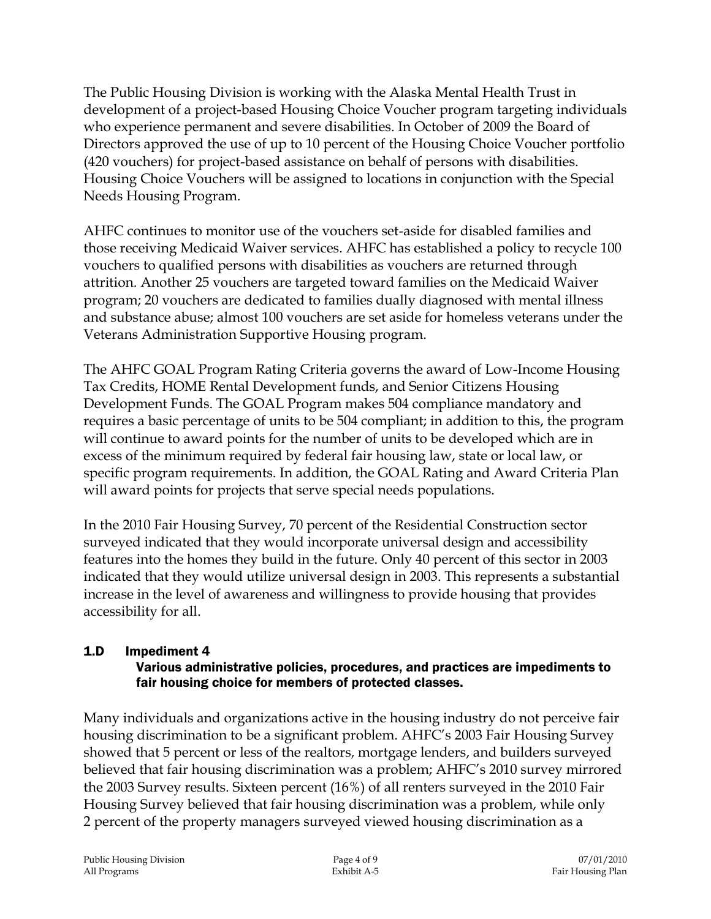The Public Housing Division is working with the Alaska Mental Health Trust in development of a project-based Housing Choice Voucher program targeting individuals who experience permanent and severe disabilities. In October of 2009 the Board of Directors approved the use of up to 10 percent of the Housing Choice Voucher portfolio (420 vouchers) for project-based assistance on behalf of persons with disabilities. Housing Choice Vouchers will be assigned to locations in conjunction with the Special Needs Housing Program.

AHFC continues to monitor use of the vouchers set-aside for disabled families and those receiving Medicaid Waiver services. AHFC has established a policy to recycle 100 vouchers to qualified persons with disabilities as vouchers are returned through attrition. Another 25 vouchers are targeted toward families on the Medicaid Waiver program; 20 vouchers are dedicated to families dually diagnosed with mental illness and substance abuse; almost 100 vouchers are set aside for homeless veterans under the Veterans Administration Supportive Housing program.

The AHFC GOAL Program Rating Criteria governs the award of Low-Income Housing Tax Credits, HOME Rental Development funds, and Senior Citizens Housing Development Funds. The GOAL Program makes 504 compliance mandatory and requires a basic percentage of units to be 504 compliant; in addition to this, the program will continue to award points for the number of units to be developed which are in excess of the minimum required by federal fair housing law, state or local law, or specific program requirements. In addition, the GOAL Rating and Award Criteria Plan will award points for projects that serve special needs populations.

In the 2010 Fair Housing Survey, 70 percent of the Residential Construction sector surveyed indicated that they would incorporate universal design and accessibility features into the homes they build in the future. Only 40 percent of this sector in 2003 indicated that they would utilize universal design in 2003. This represents a substantial increase in the level of awareness and willingness to provide housing that provides accessibility for all.

### 1.D Impediment 4

#### Various administrative policies, procedures, and practices are impediments to fair housing choice for members of protected classes.

Many individuals and organizations active in the housing industry do not perceive fair housing discrimination to be a significant problem. AHFC's 2003 Fair Housing Survey showed that 5 percent or less of the realtors, mortgage lenders, and builders surveyed believed that fair housing discrimination was a problem; AHFC's 2010 survey mirrored the 2003 Survey results. Sixteen percent (16%) of all renters surveyed in the 2010 Fair Housing Survey believed that fair housing discrimination was a problem, while only 2 percent of the property managers surveyed viewed housing discrimination as a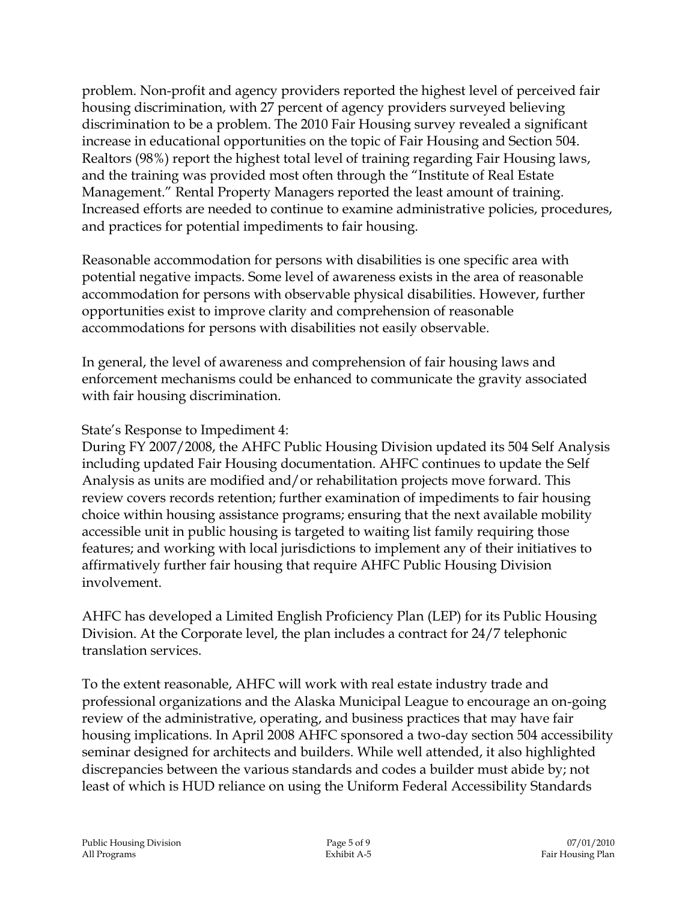problem. Non-profit and agency providers reported the highest level of perceived fair housing discrimination, with 27 percent of agency providers surveyed believing discrimination to be a problem. The 2010 Fair Housing survey revealed a significant increase in educational opportunities on the topic of Fair Housing and Section 504. Realtors (98%) report the highest total level of training regarding Fair Housing laws, and the training was provided most often through the "Institute of Real Estate Management." Rental Property Managers reported the least amount of training. Increased efforts are needed to continue to examine administrative policies, procedures, and practices for potential impediments to fair housing.

Reasonable accommodation for persons with disabilities is one specific area with potential negative impacts. Some level of awareness exists in the area of reasonable accommodation for persons with observable physical disabilities. However, further opportunities exist to improve clarity and comprehension of reasonable accommodations for persons with disabilities not easily observable.

In general, the level of awareness and comprehension of fair housing laws and enforcement mechanisms could be enhanced to communicate the gravity associated with fair housing discrimination.

State's Response to Impediment 4:
During FY 2007/2008, the AHFC Public Housing Division updated its 504 Self Analysis including updated Fair Housing documentation. AHFC continues to update the Self Analysis as units are modified and/or rehabilitation projects move forward. This review covers records retention; further examination of impediments to fair housing choice within housing assistance programs; ensuring that the next available mobility accessible unit in public housing is targeted to waiting list family requiring those features; and working with local jurisdictions to implement any of their initiatives to affirmatively further fair housing that require AHFC Public Housing Division involvement.

AHFC has developed a Limited English Proficiency Plan (LEP) for its Public Housing Division. At the Corporate level, the plan includes a contract for 24/7 telephonic translation services.

To the extent reasonable, AHFC will work with real estate industry trade and professional organizations and the Alaska Municipal League to encourage an on-going review of the administrative, operating, and business practices that may have fair housing implications. In April 2008 AHFC sponsored a two-day section 504 accessibility seminar designed for architects and builders. While well attended, it also highlighted discrepancies between the various standards and codes a builder must abide by; not least of which is HUD reliance on using the Uniform Federal Accessibility Standards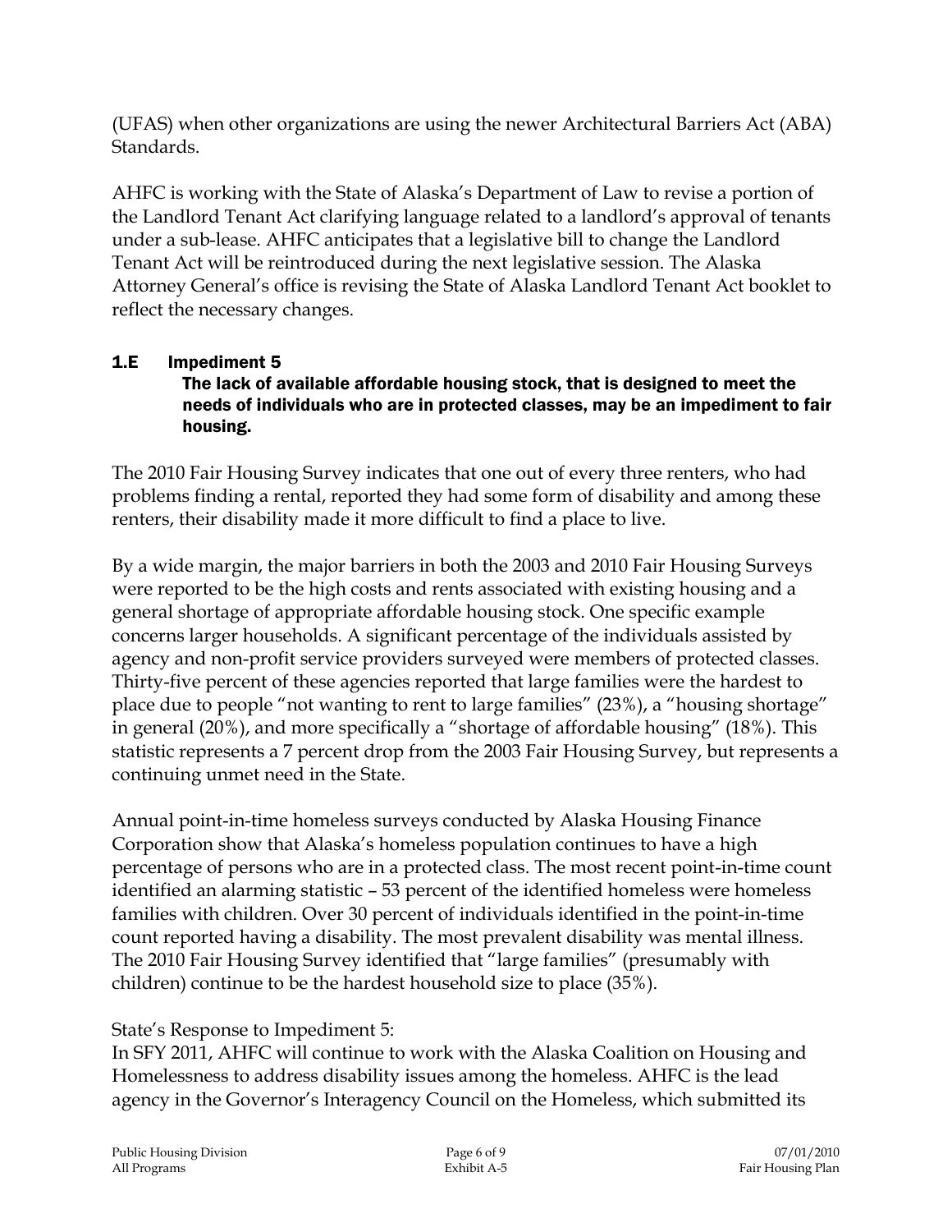(UFAS) when other organizations are using the newer Architectural Barriers Act (ABA) Standards.

AHFC is working with the State of Alaska's Department of Law to revise a portion of the Landlord Tenant Act clarifying language related to a landlord's approval of tenants under a sub-lease. AHFC anticipates that a legislative bill to change the Landlord Tenant Act will be reintroduced during the next legislative session. The Alaska Attorney General's office is revising the State of Alaska Landlord Tenant Act booklet to reflect the necessary changes.

### 1.E Impediment 5

**The lack of available affordable housing stock, that is designed to meet the needs of individuals who are in protected classes, may be an impediment to fair housing.**

The 2010 Fair Housing Survey indicates that one out of every three renters, who had problems finding a rental, reported they had some form of disability and among these renters, their disability made it more difficult to find a place to live.

By a wide margin, the major barriers in both the 2003 and 2010 Fair Housing Surveys were reported to be the high costs and rents associated with existing housing and a general shortage of appropriate affordable housing stock. One specific example concerns larger households. A significant percentage of the individuals assisted by agency and non-profit service providers surveyed were members of protected classes. Thirty-five percent of these agencies reported that large families were the hardest to place due to people "not wanting to rent to large families" (23%), a "housing shortage" in general (20%), and more specifically a "shortage of affordable housing" (18%). This statistic represents a 7 percent drop from the 2003 Fair Housing Survey, but represents a continuing unmet need in the State.

Annual point-in-time homeless surveys conducted by Alaska Housing Finance Corporation show that Alaska's homeless population continues to have a high percentage of persons who are in a protected class. The most recent point-in-time count identified an alarming statistic – 53 percent of the identified homeless were homeless families with children. Over 30 percent of individuals identified in the point-in-time count reported having a disability. The most prevalent disability was mental illness. The 2010 Fair Housing Survey identified that "large families" (presumably with children) continue to be the hardest household size to place (35%).

State's Response to Impediment 5:
In SFY 2011, AHFC will continue to work with the Alaska Coalition on Housing and Homelessness to address disability issues among the homeless. AHFC is the lead agency in the Governor's Interagency Council on the Homeless, which submitted its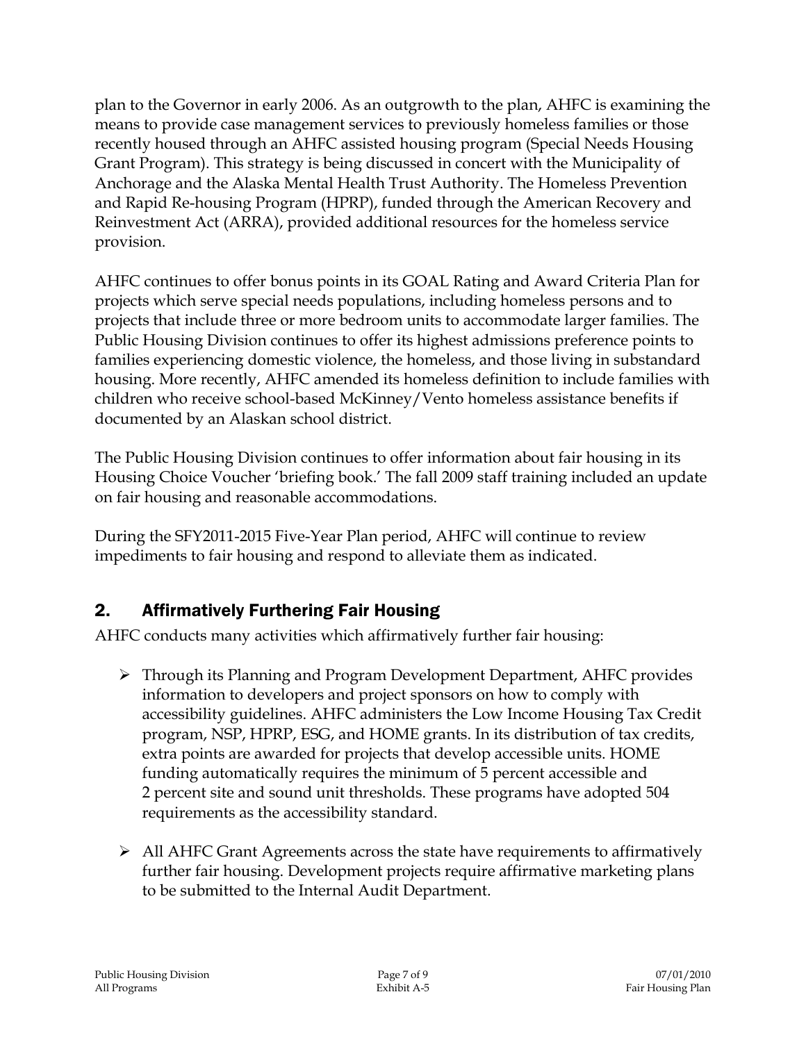plan to the Governor in early 2006. As an outgrowth to the plan, AHFC is examining the means to provide case management services to previously homeless families or those recently housed through an AHFC assisted housing program (Special Needs Housing Grant Program). This strategy is being discussed in concert with the Municipality of Anchorage and the Alaska Mental Health Trust Authority. The Homeless Prevention and Rapid Re-housing Program (HPRP), funded through the American Recovery and Reinvestment Act (ARRA), provided additional resources for the homeless service provision.

AHFC continues to offer bonus points in its GOAL Rating and Award Criteria Plan for projects which serve special needs populations, including homeless persons and to projects that include three or more bedroom units to accommodate larger families. The Public Housing Division continues to offer its highest admissions preference points to families experiencing domestic violence, the homeless, and those living in substandard housing. More recently, AHFC amended its homeless definition to include families with children who receive school-based McKinney/Vento homeless assistance benefits if documented by an Alaskan school district.

The Public Housing Division continues to offer information about fair housing in its Housing Choice Voucher 'briefing book.' The fall 2009 staff training included an update on fair housing and reasonable accommodations.

During the SFY2011-2015 Five-Year Plan period, AHFC will continue to review impediments to fair housing and respond to alleviate them as indicated.

## 2. Affirmatively Furthering Fair Housing

AHFC conducts many activities which affirmatively further fair housing:

- Through its Planning and Program Development Department, AHFC provides information to developers and project sponsors on how to comply with accessibility guidelines. AHFC administers the Low Income Housing Tax Credit program, NSP, HPRP, ESG, and HOME grants. In its distribution of tax credits, extra points are awarded for projects that develop accessible units. HOME funding automatically requires the minimum of 5 percent accessible and 2 percent site and sound unit thresholds. These programs have adopted 504 requirements as the accessibility standard.
- All AHFC Grant Agreements across the state have requirements to affirmatively further fair housing. Development projects require affirmative marketing plans to be submitted to the Internal Audit Department.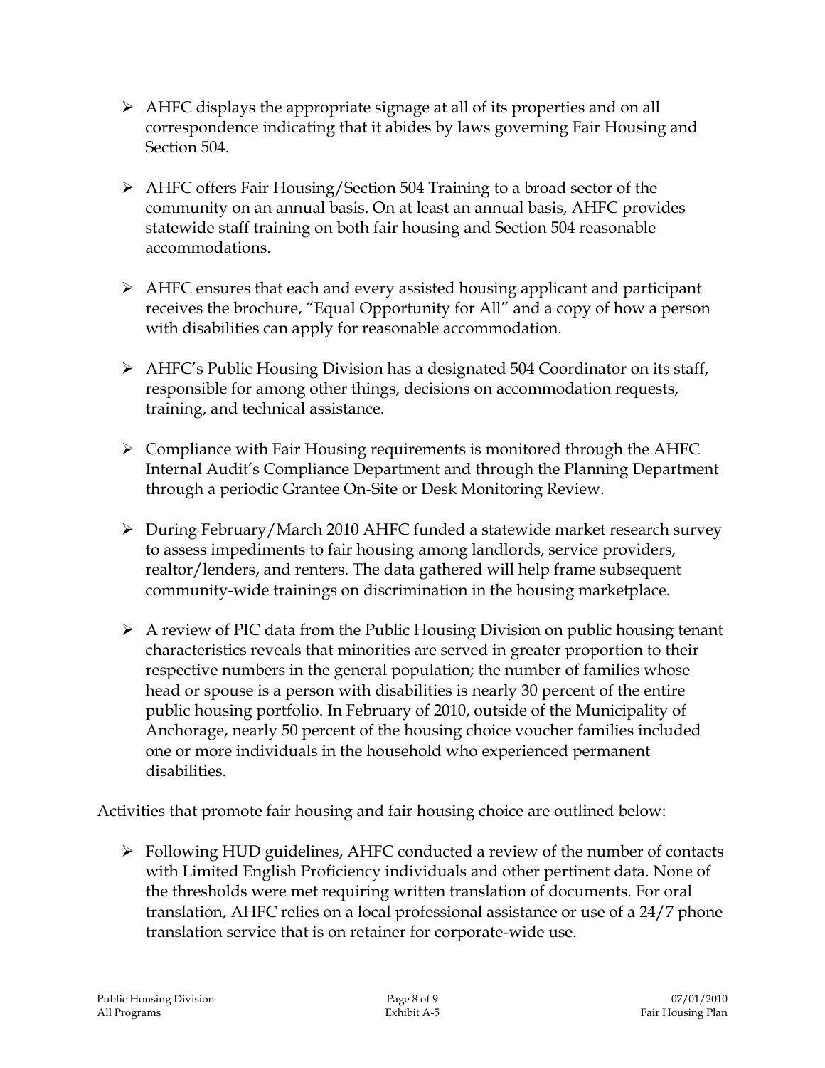- AHFC displays the appropriate signage at all of its properties and on all correspondence indicating that it abides by laws governing Fair Housing and Section 504.

- AHFC offers Fair Housing/Section 504 Training to a broad sector of the community on an annual basis. On at least an annual basis, AHFC provides statewide staff training on both fair housing and Section 504 reasonable accommodations.

- AHFC ensures that each and every assisted housing applicant and participant receives the brochure, "Equal Opportunity for All" and a copy of how a person with disabilities can apply for reasonable accommodation.

- AHFC's Public Housing Division has a designated 504 Coordinator on its staff, responsible for among other things, decisions on accommodation requests, training, and technical assistance.

- Compliance with Fair Housing requirements is monitored through the AHFC Internal Audit's Compliance Department and through the Planning Department through a periodic Grantee On-Site or Desk Monitoring Review.

- During February/March 2010 AHFC funded a statewide market research survey to assess impediments to fair housing among landlords, service providers, realtor/lenders, and renters. The data gathered will help frame subsequent community-wide trainings on discrimination in the housing marketplace.

- A review of PIC data from the Public Housing Division on public housing tenant characteristics reveals that minorities are served in greater proportion to their respective numbers in the general population; the number of families whose head or spouse is a person with disabilities is nearly 30 percent of the entire public housing portfolio. In February of 2010, outside of the Municipality of Anchorage, nearly 50 percent of the housing choice voucher families included one or more individuals in the household who experienced permanent disabilities.

Activities that promote fair housing and fair housing choice are outlined below:

- Following HUD guidelines, AHFC conducted a review of the number of contacts with Limited English Proficiency individuals and other pertinent data. None of the thresholds were met requiring written translation of documents. For oral translation, AHFC relies on a local professional assistance or use of a 24/7 phone translation service that is on retainer for corporate-wide use.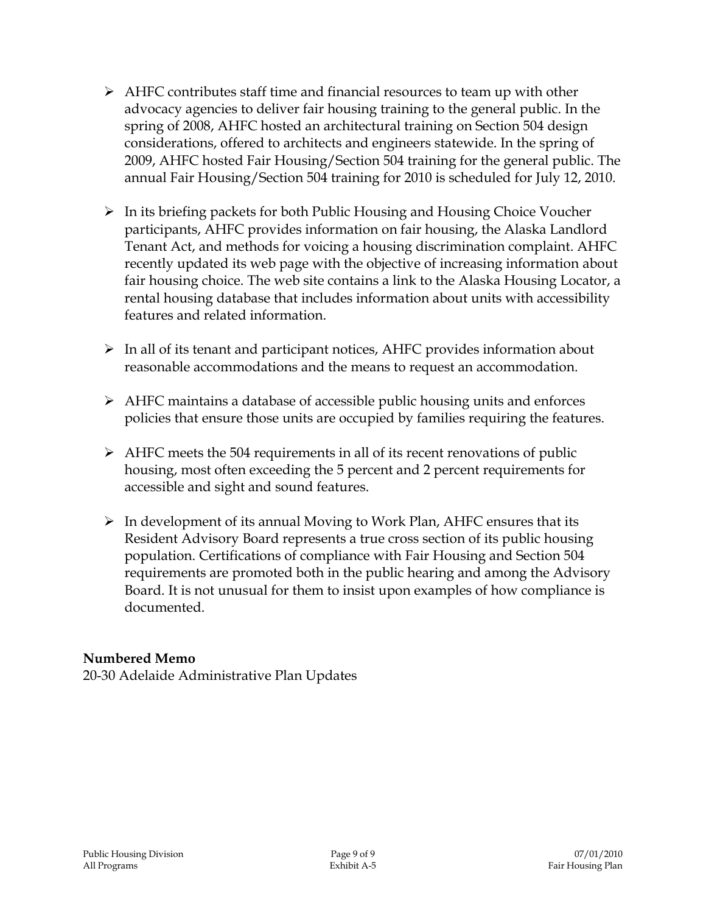- AHFC contributes staff time and financial resources to team up with other advocacy agencies to deliver fair housing training to the general public. In the spring of 2008, AHFC hosted an architectural training on Section 504 design considerations, offered to architects and engineers statewide. In the spring of 2009, AHFC hosted Fair Housing/Section 504 training for the general public. The annual Fair Housing/Section 504 training for 2010 is scheduled for July 12, 2010.

- In its briefing packets for both Public Housing and Housing Choice Voucher participants, AHFC provides information on fair housing, the Alaska Landlord Tenant Act, and methods for voicing a housing discrimination complaint. AHFC recently updated its web page with the objective of increasing information about fair housing choice. The web site contains a link to the Alaska Housing Locator, a rental housing database that includes information about units with accessibility features and related information.

- In all of its tenant and participant notices, AHFC provides information about reasonable accommodations and the means to request an accommodation.

- AHFC maintains a database of accessible public housing units and enforces policies that ensure those units are occupied by families requiring the features.

- AHFC meets the 504 requirements in all of its recent renovations of public housing, most often exceeding the 5 percent and 2 percent requirements for accessible and sight and sound features.

- In development of its annual Moving to Work Plan, AHFC ensures that its Resident Advisory Board represents a true cross section of its public housing population. Certifications of compliance with Fair Housing and Section 504 requirements are promoted both in the public hearing and among the Advisory Board. It is not unusual for them to insist upon examples of how compliance is documented.

**Numbered Memo**

20-30 Adelaide Administrative Plan Updates